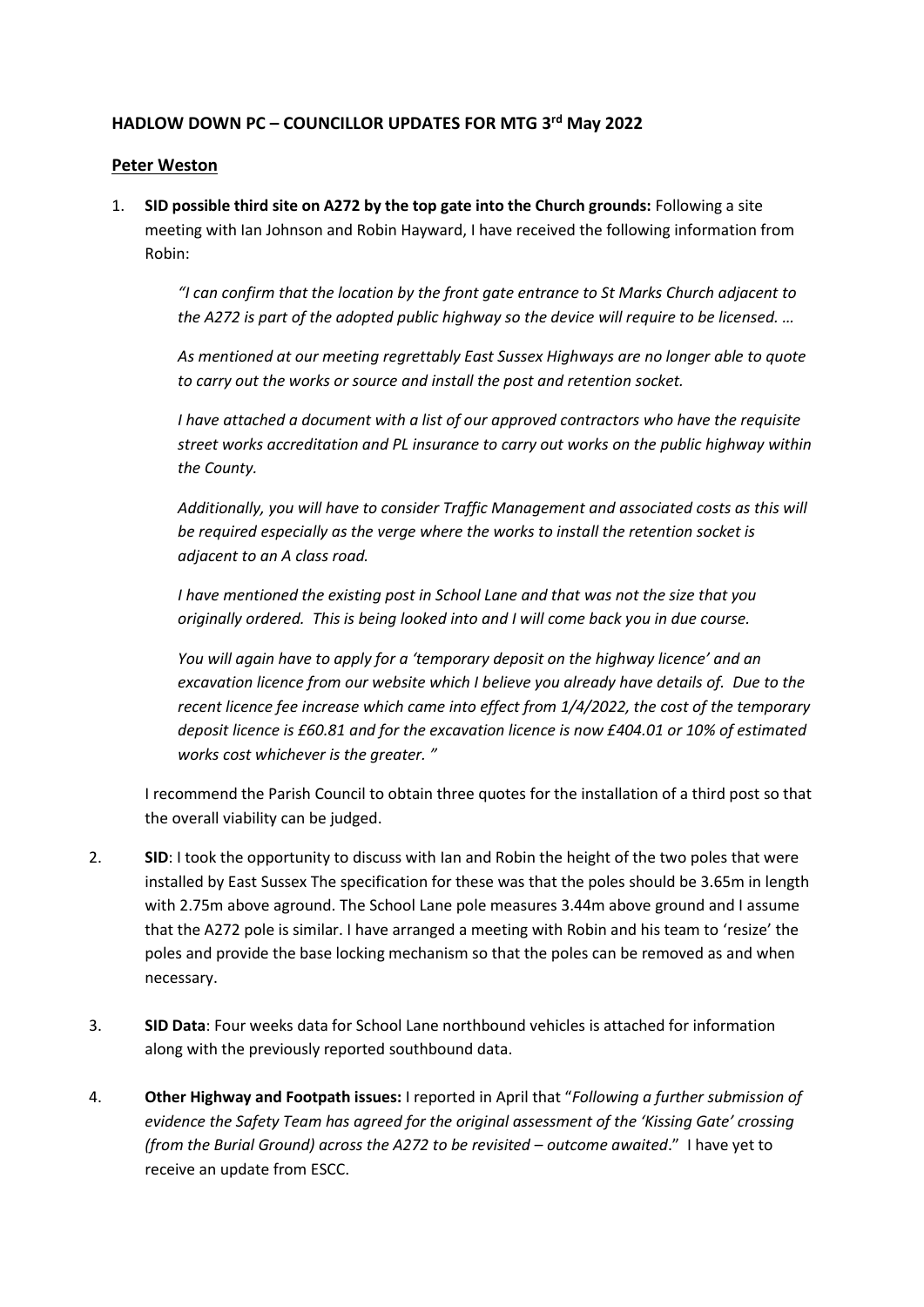## HADLOW DOWN PC – COUNCILLOR UPDATES FOR MTG 3rd May 2022

### Peter Weston

1. **SID possible third site on A272 by the top gate into the Church grounds:** Following a site meeting with Ian Johnson and Robin Hayward, I have received the following information from Robin:

   *"I can confirm that the location by the front gate entrance to St Marks Church adjacent to the A272 is part of the adopted public highway so the device will require to be licensed. …*

   *As mentioned at our meeting regrettably East Sussex Highways are no longer able to quote to carry out the works or source and install the post and retention socket.*

   *I have attached a document with a list of our approved contractors who have the requisite street works accreditation and PL insurance to carry out works on the public highway within the County.*

   *Additionally, you will have to consider Traffic Management and associated costs as this will be required especially as the verge where the works to install the retention socket is adjacent to an A class road.*

   *I have mentioned the existing post in School Lane and that was not the size that you originally ordered. This is being looked into and I will come back you in due course.*

   *You will again have to apply for a 'temporary deposit on the highway licence' and an excavation licence from our website which I believe you already have details of. Due to the recent licence fee increase which came into effect from 1/4/2022, the cost of the temporary deposit licence is £60.81 and for the excavation licence is now £404.01 or 10% of estimated works cost whichever is the greater. "*

   I recommend the Parish Council to obtain three quotes for the installation of a third post so that the overall viability can be judged.

2. **SID**: I took the opportunity to discuss with Ian and Robin the height of the two poles that were installed by East Sussex The specification for these was that the poles should be 3.65m in length with 2.75m above aground. The School Lane pole measures 3.44m above ground and I assume that the A272 pole is similar. I have arranged a meeting with Robin and his team to 'resize' the poles and provide the base locking mechanism so that the poles can be removed as and when necessary.

3. **SID Data**: Four weeks data for School Lane northbound vehicles is attached for information along with the previously reported southbound data.

4. **Other Highway and Footpath issues:** I reported in April that "*Following a further submission of evidence the Safety Team has agreed for the original assessment of the 'Kissing Gate' crossing (from the Burial Ground) across the A272 to be revisited – outcome awaited*." I have yet to receive an update from ESCC.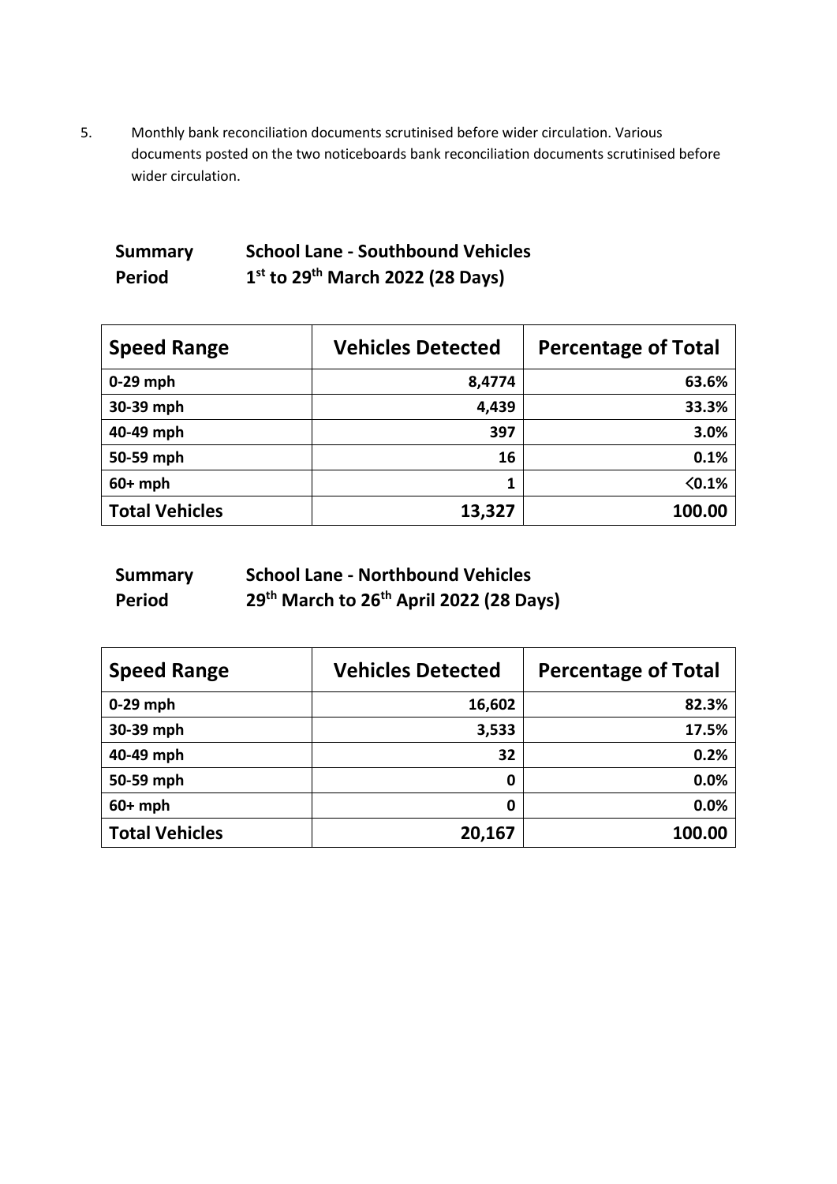5. Monthly bank reconciliation documents scrutinised before wider circulation. Various documents posted on the two noticeboards bank reconciliation documents scrutinised before wider circulation.

**Summary** **School Lane - Southbound Vehicles**
**Period** **1st to 29th March 2022 (28 Days)**

| Speed Range | Vehicles Detected | Percentage of Total |
|---|---:|---:|
| **0-29 mph** | **8,4774** | **63.6%** |
| **30-39 mph** | **4,439** | **33.3%** |
| **40-49 mph** | **397** | **3.0%** |
| **50-59 mph** | **16** | **0.1%** |
| **60+ mph** | **1** | **<0.1%** |
| **Total Vehicles** | **13,327** | **100.00** |

**Summary** **School Lane - Northbound Vehicles**
**Period** **29th March to 26th April 2022 (28 Days)**

| Speed Range | Vehicles Detected | Percentage of Total |
|---|---:|---:|
| **0-29 mph** | **16,602** | **82.3%** |
| **30-39 mph** | **3,533** | **17.5%** |
| **40-49 mph** | **32** | **0.2%** |
| **50-59 mph** | **0** | **0.0%** |
| **60+ mph** | **0** | **0.0%** |
| **Total Vehicles** | **20,167** | **100.00** |